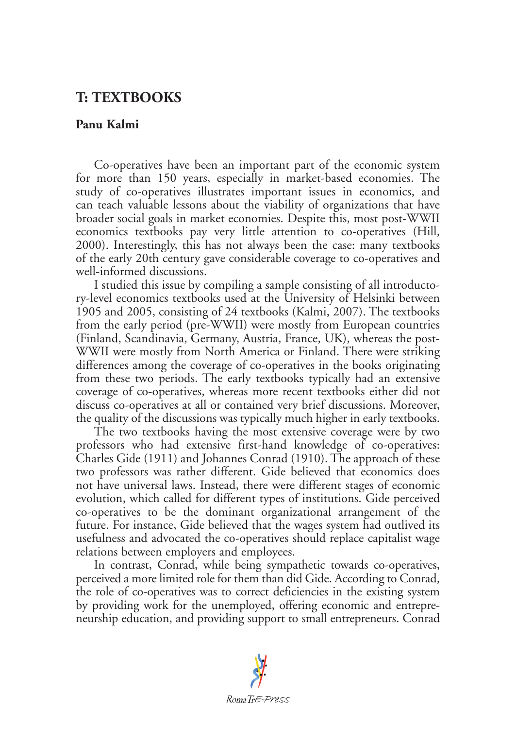## T: TEXTBOOKS

**Panu Kalmi**

Co-operatives have been an important part of the economic system for more than 150 years, especially in market-based economies. The study of co-operatives illustrates important issues in economics, and can teach valuable lessons about the viability of organizations that have broader social goals in market economies. Despite this, most post-WWII economics textbooks pay very little attention to co-operatives (Hill, 2000). Interestingly, this has not always been the case: many textbooks of the early 20th century gave considerable coverage to co-operatives and well-informed discussions.

I studied this issue by compiling a sample consisting of all introductory-level economics textbooks used at the University of Helsinki between 1905 and 2005, consisting of 24 textbooks (Kalmi, 2007). The textbooks from the early period (pre-WWII) were mostly from European countries (Finland, Scandinavia, Germany, Austria, France, UK), whereas the post-WWII were mostly from North America or Finland. There were striking differences among the coverage of co-operatives in the books originating from these two periods. The early textbooks typically had an extensive coverage of co-operatives, whereas more recent textbooks either did not discuss co-operatives at all or contained very brief discussions. Moreover, the quality of the discussions was typically much higher in early textbooks.

The two textbooks having the most extensive coverage were by two professors who had extensive first-hand knowledge of co-operatives: Charles Gide (1911) and Johannes Conrad (1910). The approach of these two professors was rather different. Gide believed that economics does not have universal laws. Instead, there were different stages of economic evolution, which called for different types of institutions. Gide perceived co-operatives to be the dominant organizational arrangement of the future. For instance, Gide believed that the wages system had outlived its usefulness and advocated the co-operatives should replace capitalist wage relations between employers and employees.

In contrast, Conrad, while being sympathetic towards co-operatives, perceived a more limited role for them than did Gide. According to Conrad, the role of co-operatives was to correct deficiencies in the existing system by providing work for the unemployed, offering economic and entrepreneurship education, and providing support to small entrepreneurs. Conrad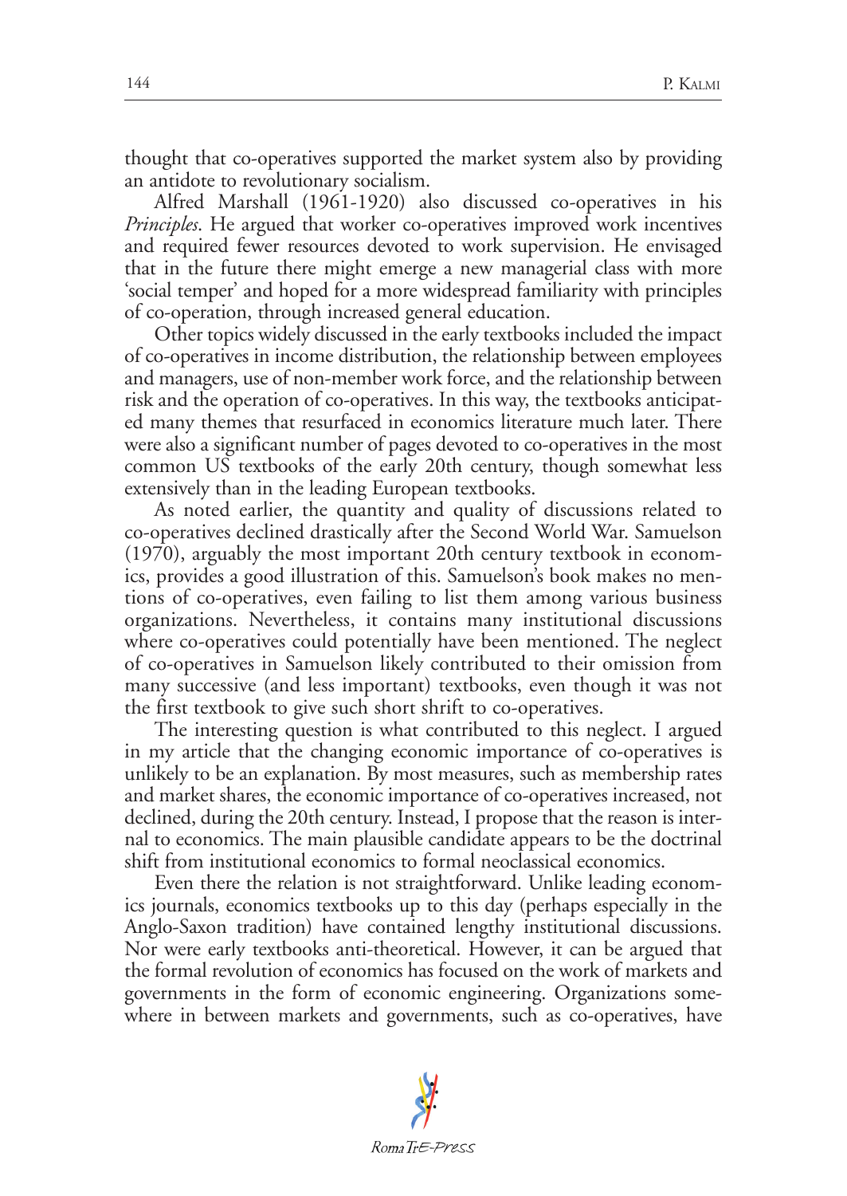thought that co-operatives supported the market system also by providing an antidote to revolutionary socialism.

Alfred Marshall (1961-1920) also discussed co-operatives in his *Principles*. He argued that worker co-operatives improved work incentives and required fewer resources devoted to work supervision. He envisaged that in the future there might emerge a new managerial class with more 'social temper' and hoped for a more widespread familiarity with principles of co-operation, through increased general education.

Other topics widely discussed in the early textbooks included the impact of co-operatives in income distribution, the relationship between employees and managers, use of non-member work force, and the relationship between risk and the operation of co-operatives. In this way, the textbooks anticipated many themes that resurfaced in economics literature much later. There were also a significant number of pages devoted to co-operatives in the most common US textbooks of the early 20th century, though somewhat less extensively than in the leading European textbooks.

As noted earlier, the quantity and quality of discussions related to co-operatives declined drastically after the Second World War. Samuelson (1970), arguably the most important 20th century textbook in economics, provides a good illustration of this. Samuelson's book makes no mentions of co-operatives, even failing to list them among various business organizations. Nevertheless, it contains many institutional discussions where co-operatives could potentially have been mentioned. The neglect of co-operatives in Samuelson likely contributed to their omission from many successive (and less important) textbooks, even though it was not the first textbook to give such short shrift to co-operatives.

The interesting question is what contributed to this neglect. I argued in my article that the changing economic importance of co-operatives is unlikely to be an explanation. By most measures, such as membership rates and market shares, the economic importance of co-operatives increased, not declined, during the 20th century. Instead, I propose that the reason is internal to economics. The main plausible candidate appears to be the doctrinal shift from institutional economics to formal neoclassical economics.

Even there the relation is not straightforward. Unlike leading economics journals, economics textbooks up to this day (perhaps especially in the Anglo-Saxon tradition) have contained lengthy institutional discussions. Nor were early textbooks anti-theoretical. However, it can be argued that the formal revolution of economics has focused on the work of markets and governments in the form of economic engineering. Organizations somewhere in between markets and governments, such as co-operatives, have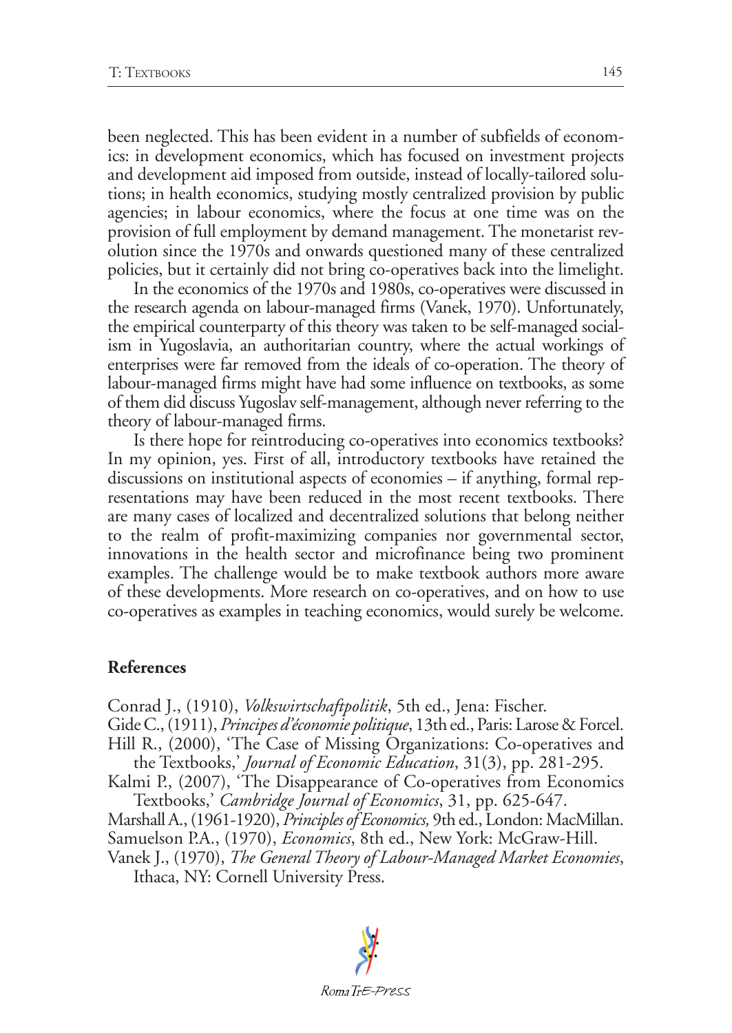been neglected. This has been evident in a number of subfields of economics: in development economics, which has focused on investment projects and development aid imposed from outside, instead of locally-tailored solutions; in health economics, studying mostly centralized provision by public agencies; in labour economics, where the focus at one time was on the provision of full employment by demand management. The monetarist revolution since the 1970s and onwards questioned many of these centralized policies, but it certainly did not bring co-operatives back into the limelight.

In the economics of the 1970s and 1980s, co-operatives were discussed in the research agenda on labour-managed firms (Vanek, 1970). Unfortunately, the empirical counterparty of this theory was taken to be self-managed socialism in Yugoslavia, an authoritarian country, where the actual workings of enterprises were far removed from the ideals of co-operation. The theory of labour-managed firms might have had some influence on textbooks, as some of them did discuss Yugoslav self-management, although never referring to the theory of labour-managed firms.

Is there hope for reintroducing co-operatives into economics textbooks? In my opinion, yes. First of all, introductory textbooks have retained the discussions on institutional aspects of economies – if anything, formal representations may have been reduced in the most recent textbooks. There are many cases of localized and decentralized solutions that belong neither to the realm of profit-maximizing companies nor governmental sector, innovations in the health sector and microfinance being two prominent examples. The challenge would be to make textbook authors more aware of these developments. More research on co-operatives, and on how to use co-operatives as examples in teaching economics, would surely be welcome.

## References

Conrad J., (1910), *Volkswirtschaftpolitik*, 5th ed., Jena: Fischer.

Gide C., (1911), *Principes d'économie politique*, 13th ed., Paris: Larose & Forcel.

Hill R., (2000), 'The Case of Missing Organizations: Co-operatives and the Textbooks,' *Journal of Economic Education*, 31(3), pp. 281-295.

Kalmi P., (2007), 'The Disappearance of Co-operatives from Economics Textbooks,' *Cambridge Journal of Economics*, 31, pp. 625-647.

Marshall A., (1961-1920), *Principles of Economics,* 9th ed., London: MacMillan.

Samuelson P.A., (1970), *Economics*, 8th ed., New York: McGraw-Hill.

Vanek J., (1970), *The General Theory of Labour-Managed Market Economies*, Ithaca, NY: Cornell University Press.